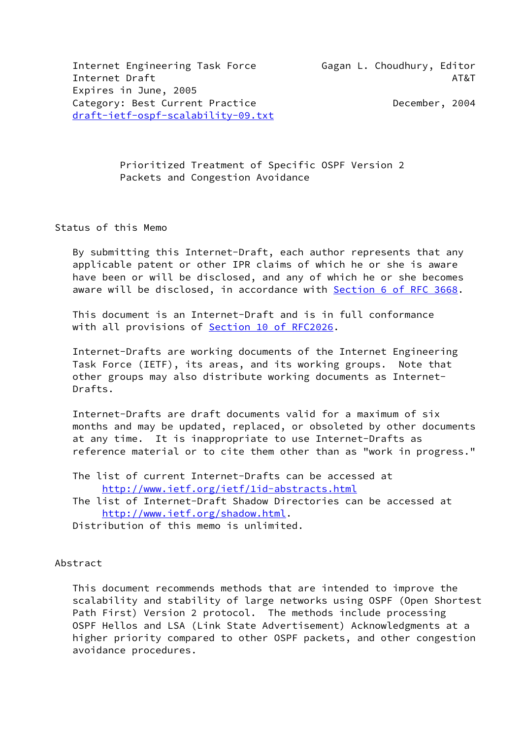Internet Engineering Task Force          Gagan L. Choudhury, Editor
Internet Draft                                                 AT&T
Expires in June, 2005
Category: Best Current Practice                      December, 2004
draft-ietf-ospf-scalability-09.txt

# Prioritized Treatment of Specific OSPF Version 2 Packets and Congestion Avoidance

## Status of this Memo

By submitting this Internet-Draft, each author represents that any applicable patent or other IPR claims of which he or she is aware have been or will be disclosed, and any of which he or she becomes aware will be disclosed, in accordance with Section 6 of RFC 3668.

This document is an Internet-Draft and is in full conformance with all provisions of Section 10 of RFC2026.

Internet-Drafts are working documents of the Internet Engineering Task Force (IETF), its areas, and its working groups. Note that other groups may also distribute working documents as Internet-Drafts.

Internet-Drafts are draft documents valid for a maximum of six months and may be updated, replaced, or obsoleted by other documents at any time. It is inappropriate to use Internet-Drafts as reference material or to cite them other than as "work in progress."

The list of current Internet-Drafts can be accessed at
http://www.ietf.org/ietf/1id-abstracts.html
The list of Internet-Draft Shadow Directories can be accessed at
http://www.ietf.org/shadow.html.
Distribution of this memo is unlimited.

## Abstract

This document recommends methods that are intended to improve the scalability and stability of large networks using OSPF (Open Shortest Path First) Version 2 protocol. The methods include processing OSPF Hellos and LSA (Link State Advertisement) Acknowledgments at a higher priority compared to other OSPF packets, and other congestion avoidance procedures.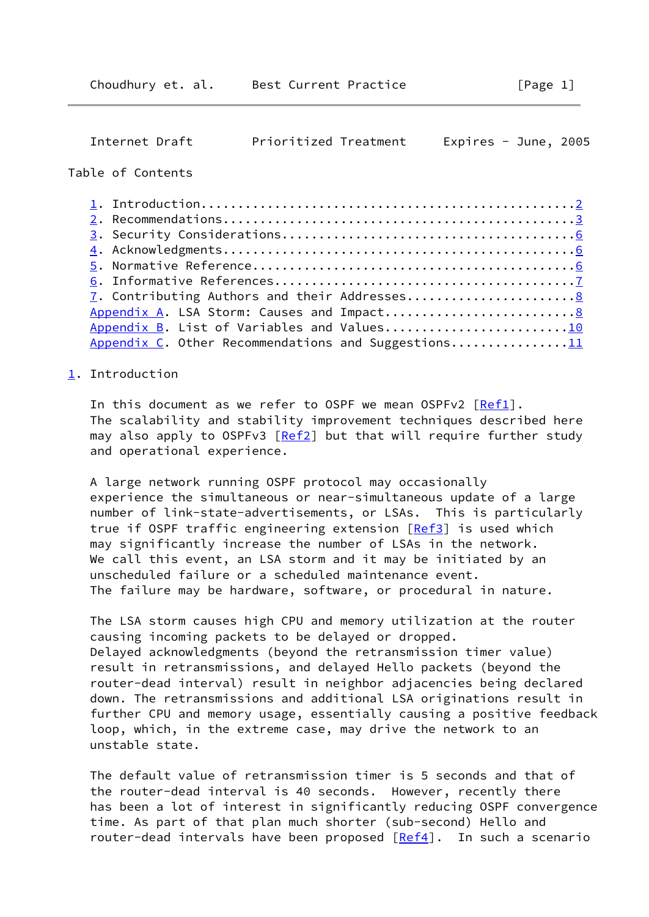## Table of Contents

1. Introduction....................................................2
2. Recommendations.................................................3
3. Security Considerations.........................................6
4. Acknowledgments.................................................6
5. Normative Reference.............................................6
6. Informative References..........................................7
7. Contributing Authors and their Addresses........................8

Appendix A. LSA Storm: Causes and Impact...........................8
Appendix B. List of Variables and Values..........................10
Appendix C. Other Recommendations and Suggestions.................11

## 1. Introduction

In this document as we refer to OSPF we mean OSPFv2 [Ref1]. The scalability and stability improvement techniques described here may also apply to OSPFv3 [Ref2] but that will require further study and operational experience.

A large network running OSPF protocol may occasionally experience the simultaneous or near-simultaneous update of a large number of link-state-advertisements, or LSAs. This is particularly true if OSPF traffic engineering extension [Ref3] is used which may significantly increase the number of LSAs in the network. We call this event, an LSA storm and it may be initiated by an unscheduled failure or a scheduled maintenance event. The failure may be hardware, software, or procedural in nature.

The LSA storm causes high CPU and memory utilization at the router causing incoming packets to be delayed or dropped. Delayed acknowledgments (beyond the retransmission timer value) result in retransmissions, and delayed Hello packets (beyond the router-dead interval) result in neighbor adjacencies being declared down. The retransmissions and additional LSA originations result in further CPU and memory usage, essentially causing a positive feedback loop, which, in the extreme case, may drive the network to an unstable state.

The default value of retransmission timer is 5 seconds and that of the router-dead interval is 40 seconds. However, recently there has been a lot of interest in significantly reducing OSPF convergence time. As part of that plan much shorter (sub-second) Hello and router-dead intervals have been proposed [Ref4]. In such a scenario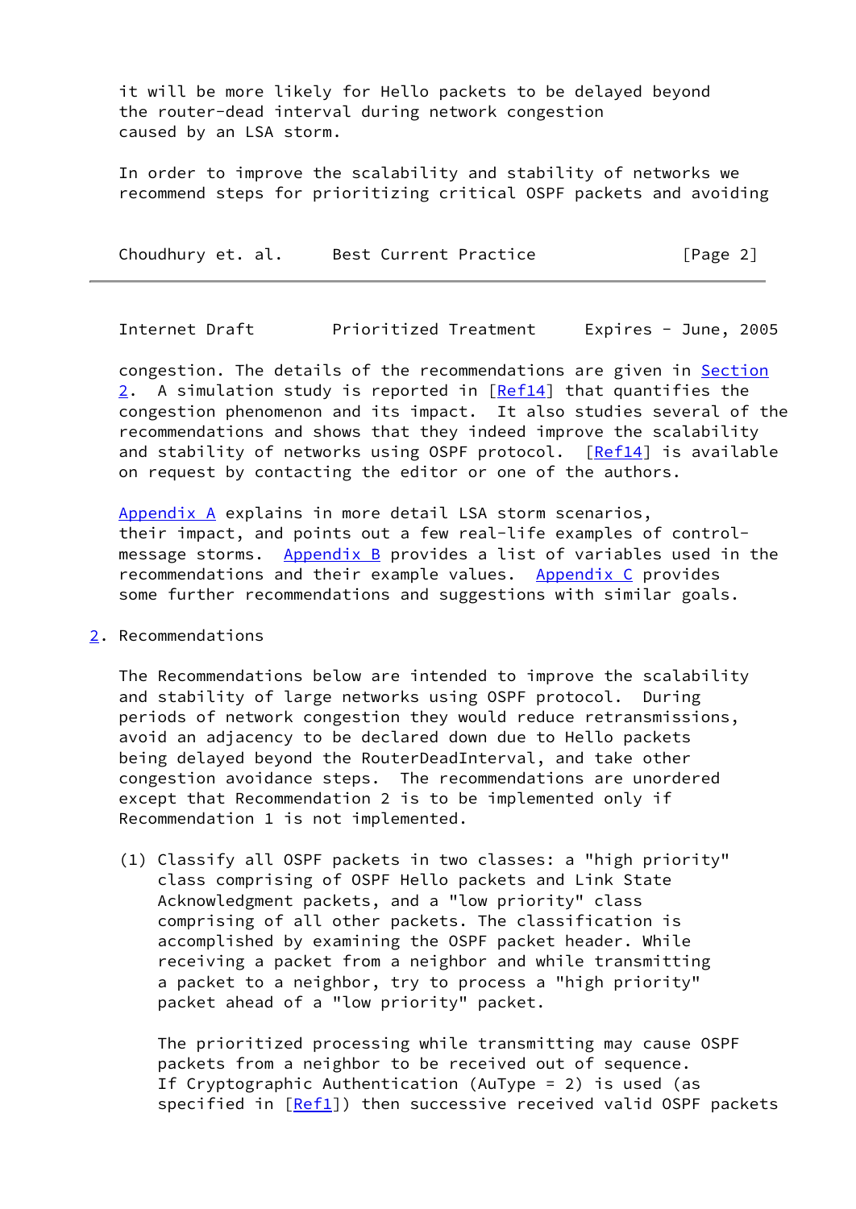it will be more likely for Hello packets to be delayed beyond the router-dead interval during network congestion caused by an LSA storm.

In order to improve the scalability and stability of networks we recommend steps for prioritizing critical OSPF packets and avoiding congestion. The details of the recommendations are given in Section 2. A simulation study is reported in [Ref14] that quantifies the congestion phenomenon and its impact. It also studies several of the recommendations and shows that they indeed improve the scalability and stability of networks using OSPF protocol. [Ref14] is available on request by contacting the editor or one of the authors.

Appendix A explains in more detail LSA storm scenarios, their impact, and points out a few real-life examples of control-message storms. Appendix B provides a list of variables used in the recommendations and their example values. Appendix C provides some further recommendations and suggestions with similar goals.

## 2. Recommendations

The Recommendations below are intended to improve the scalability and stability of large networks using OSPF protocol. During periods of network congestion they would reduce retransmissions, avoid an adjacency to be declared down due to Hello packets being delayed beyond the RouterDeadInterval, and take other congestion avoidance steps. The recommendations are unordered except that Recommendation 2 is to be implemented only if Recommendation 1 is not implemented.

(1) Classify all OSPF packets in two classes: a "high priority" class comprising of OSPF Hello packets and Link State Acknowledgment packets, and a "low priority" class comprising of all other packets. The classification is accomplished by examining the OSPF packet header. While receiving a packet from a neighbor and while transmitting a packet to a neighbor, try to process a "high priority" packet ahead of a "low priority" packet.

The prioritized processing while transmitting may cause OSPF packets from a neighbor to be received out of sequence. If Cryptographic Authentication (AuType = 2) is used (as specified in [Ref1]) then successive received valid OSPF packets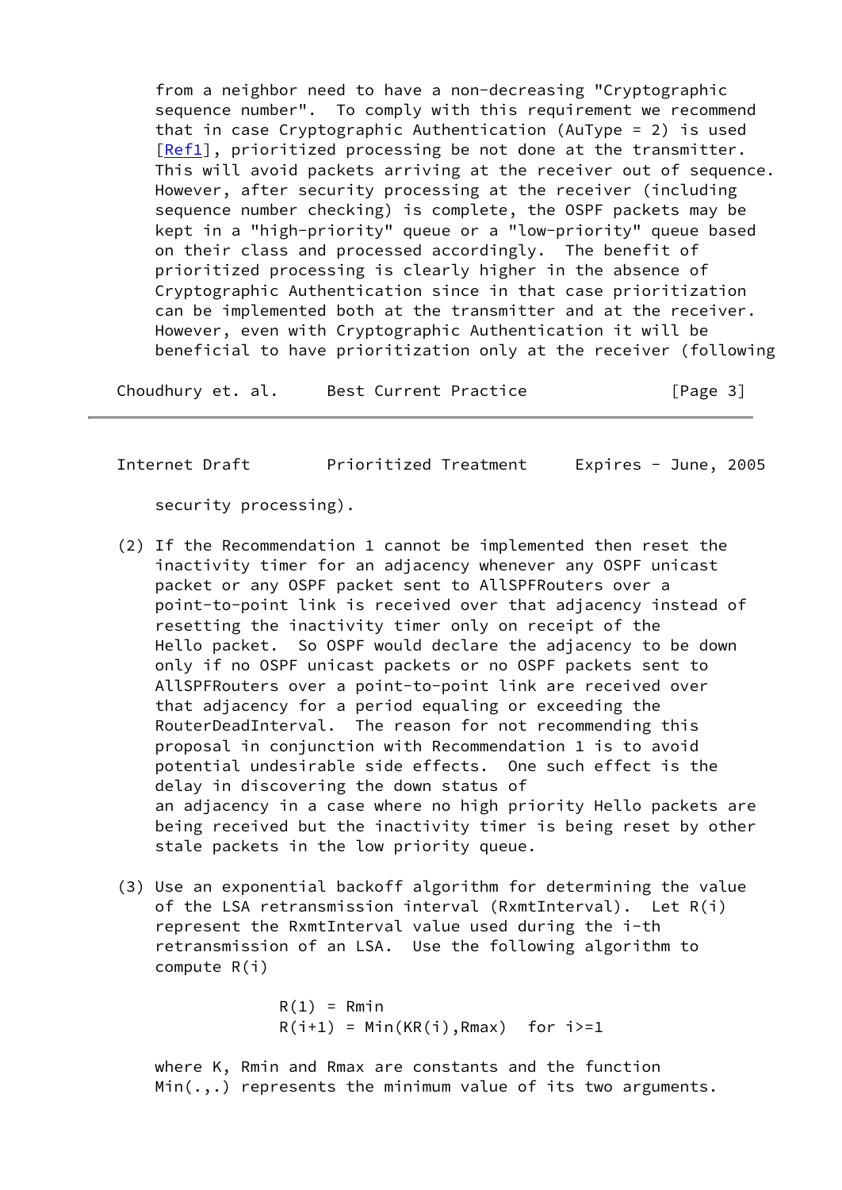from a neighbor need to have a non-decreasing "Cryptographic sequence number". To comply with this requirement we recommend that in case Cryptographic Authentication (AuType = 2) is used [Ref1], prioritized processing be not done at the transmitter. This will avoid packets arriving at the receiver out of sequence. However, after security processing at the receiver (including sequence number checking) is complete, the OSPF packets may be kept in a "high-priority" queue or a "low-priority" queue based on their class and processed accordingly. The benefit of prioritized processing is clearly higher in the absence of Cryptographic Authentication since in that case prioritization can be implemented both at the transmitter and at the receiver. However, even with Cryptographic Authentication it will be beneficial to have prioritization only at the receiver (following security processing).

(2) If the Recommendation 1 cannot be implemented then reset the inactivity timer for an adjacency whenever any OSPF unicast packet or any OSPF packet sent to AllSPFRouters over a point-to-point link is received over that adjacency instead of resetting the inactivity timer only on receipt of the Hello packet. So OSPF would declare the adjacency to be down only if no OSPF unicast packets or no OSPF packets sent to AllSPFRouters over a point-to-point link are received over that adjacency for a period equaling or exceeding the RouterDeadInterval. The reason for not recommending this proposal in conjunction with Recommendation 1 is to avoid potential undesirable side effects. One such effect is the delay in discovering the down status of an adjacency in a case where no high priority Hello packets are being received but the inactivity timer is being reset by other stale packets in the low priority queue.

(3) Use an exponential backoff algorithm for determining the value of the LSA retransmission interval (RxmtInterval). Let R(i) represent the RxmtInterval value used during the i-th retransmission of an LSA. Use the following algorithm to compute R(i)

$$R(1) = Rmin$$
$$R(i+1) = Min(KR(i),Rmax) \quad \text{for } i>=1$$

where K, Rmin and Rmax are constants and the function Min(.,.) represents the minimum value of its two arguments.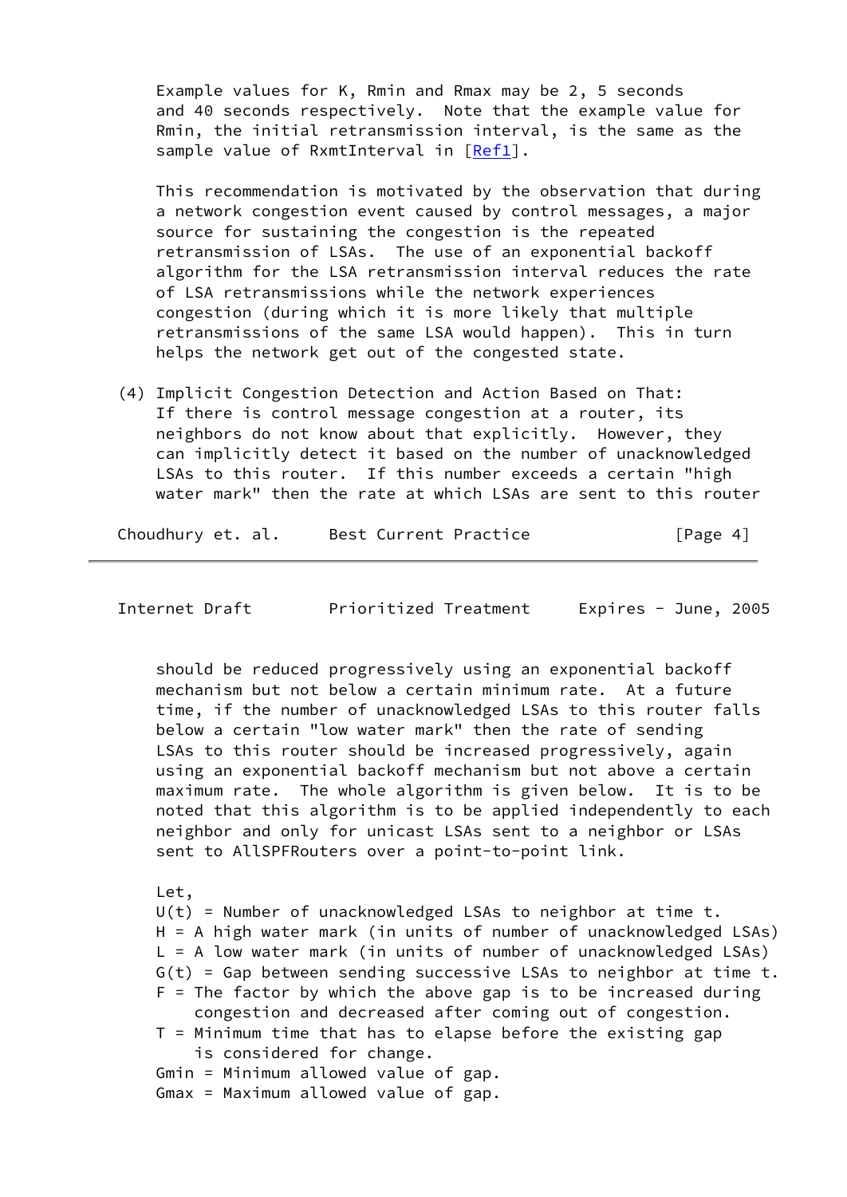Example values for K, Rmin and Rmax may be 2, 5 seconds and 40 seconds respectively. Note that the example value for Rmin, the initial retransmission interval, is the same as the sample value of RxmtInterval in [Ref1].

This recommendation is motivated by the observation that during a network congestion event caused by control messages, a major source for sustaining the congestion is the repeated retransmission of LSAs. The use of an exponential backoff algorithm for the LSA retransmission interval reduces the rate of LSA retransmissions while the network experiences congestion (during which it is more likely that multiple retransmissions of the same LSA would happen). This in turn helps the network get out of the congested state.

(4) Implicit Congestion Detection and Action Based on That: If there is control message congestion at a router, its neighbors do not know about that explicitly. However, they can implicitly detect it based on the number of unacknowledged LSAs to this router. If this number exceeds a certain "high water mark" then the rate at which LSAs are sent to this router should be reduced progressively using an exponential backoff mechanism but not below a certain minimum rate. At a future time, if the number of unacknowledged LSAs to this router falls below a certain "low water mark" then the rate of sending LSAs to this router should be increased progressively, again using an exponential backoff mechanism but not above a certain maximum rate. The whole algorithm is given below. It is to be noted that this algorithm is to be applied independently to each neighbor and only for unicast LSAs sent to a neighbor or LSAs sent to AllSPFRouters over a point-to-point link.

Let,

$U(t)$ = Number of unacknowledged LSAs to neighbor at time t.

H = A high water mark (in units of number of unacknowledged LSAs)

L = A low water mark (in units of number of unacknowledged LSAs)

$G(t)$ = Gap between sending successive LSAs to neighbor at time t.

F = The factor by which the above gap is to be increased during congestion and decreased after coming out of congestion.

T = Minimum time that has to elapse before the existing gap is considered for change.

Gmin = Minimum allowed value of gap.

Gmax = Maximum allowed value of gap.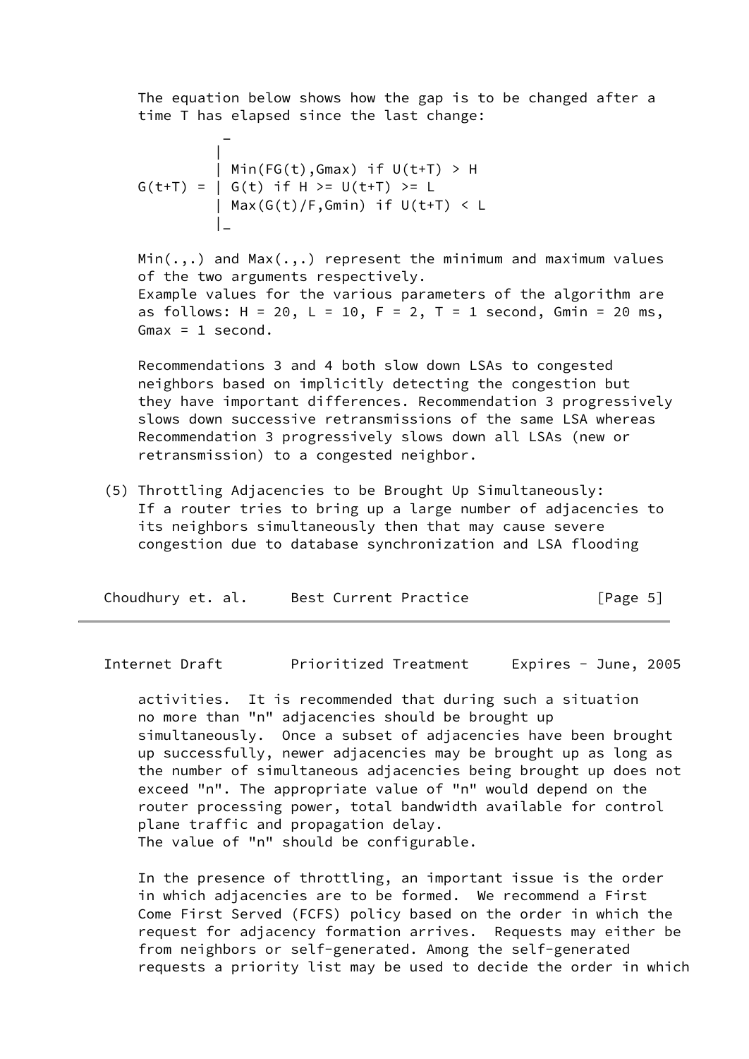The equation below shows how the gap is to be changed after a time T has elapsed since the last change:

$$
G(t+T) = \begin{cases} \mathrm{Min}(FG(t), G_{max}) & \text{if } U(t+T) > H \\ G(t) & \text{if } H \geq U(t+T) \geq L \\ \mathrm{Max}(G(t)/F, G_{min}) & \text{if } U(t+T) < L \end{cases}
$$

Min(.,.) and Max(.,.) represent the minimum and maximum values of the two arguments respectively.
Example values for the various parameters of the algorithm are as follows: H = 20, L = 10, F = 2, T = 1 second, Gmin = 20 ms, Gmax = 1 second.

Recommendations 3 and 4 both slow down LSAs to congested neighbors based on implicitly detecting the congestion but they have important differences. Recommendation 3 progressively slows down successive retransmissions of the same LSA whereas Recommendation 3 progressively slows down all LSAs (new or retransmission) to a congested neighbor.

(5) Throttling Adjacencies to be Brought Up Simultaneously:
If a router tries to bring up a large number of adjacencies to its neighbors simultaneously then that may cause severe congestion due to database synchronization and LSA flooding activities. It is recommended that during such a situation no more than "n" adjacencies should be brought up simultaneously. Once a subset of adjacencies have been brought up successfully, newer adjacencies may be brought up as long as the number of simultaneous adjacencies being brought up does not exceed "n". The appropriate value of "n" would depend on the router processing power, total bandwidth available for control plane traffic and propagation delay.
The value of "n" should be configurable.

In the presence of throttling, an important issue is the order in which adjacencies are to be formed. We recommend a First Come First Served (FCFS) policy based on the order in which the request for adjacency formation arrives. Requests may either be from neighbors or self-generated. Among the self-generated requests a priority list may be used to decide the order in which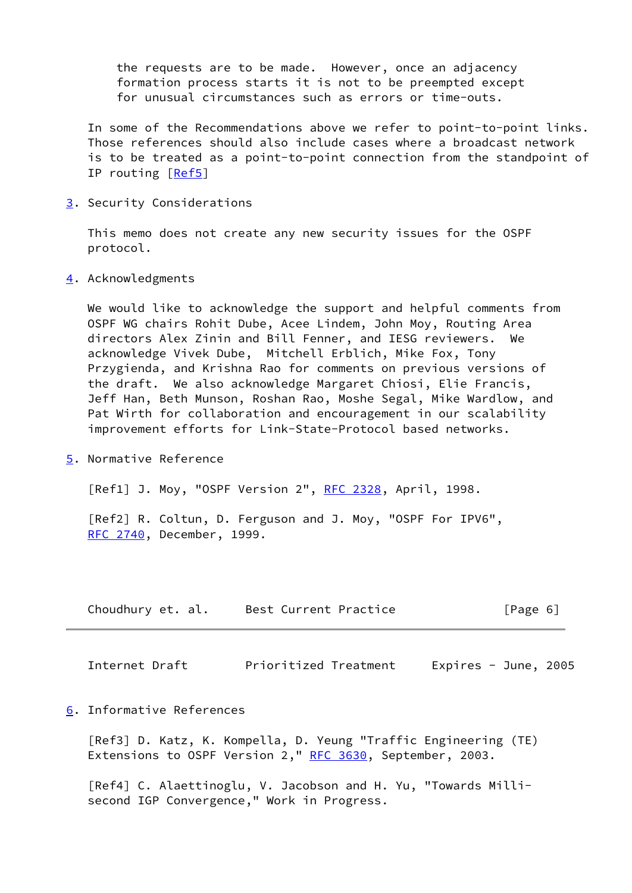the requests are to be made. However, once an adjacency formation process starts it is not to be preempted except for unusual circumstances such as errors or time-outs.

In some of the Recommendations above we refer to point-to-point links. Those references should also include cases where a broadcast network is to be treated as a point-to-point connection from the standpoint of IP routing [Ref5]

## 3. Security Considerations

This memo does not create any new security issues for the OSPF protocol.

## 4. Acknowledgments

We would like to acknowledge the support and helpful comments from OSPF WG chairs Rohit Dube, Acee Lindem, John Moy, Routing Area directors Alex Zinin and Bill Fenner, and IESG reviewers. We acknowledge Vivek Dube, Mitchell Erblich, Mike Fox, Tony Przygienda, and Krishna Rao for comments on previous versions of the draft. We also acknowledge Margaret Chiosi, Elie Francis, Jeff Han, Beth Munson, Roshan Rao, Moshe Segal, Mike Wardlow, and Pat Wirth for collaboration and encouragement in our scalability improvement efforts for Link-State-Protocol based networks.

## 5. Normative Reference

[Ref1] J. Moy, "OSPF Version 2", RFC 2328, April, 1998.

[Ref2] R. Coltun, D. Ferguson and J. Moy, "OSPF For IPV6", RFC 2740, December, 1999.

## 6. Informative References

[Ref3] D. Katz, K. Kompella, D. Yeung "Traffic Engineering (TE) Extensions to OSPF Version 2," RFC 3630, September, 2003.

[Ref4] C. Alaettinoglu, V. Jacobson and H. Yu, "Towards Milli-second IGP Convergence," Work in Progress.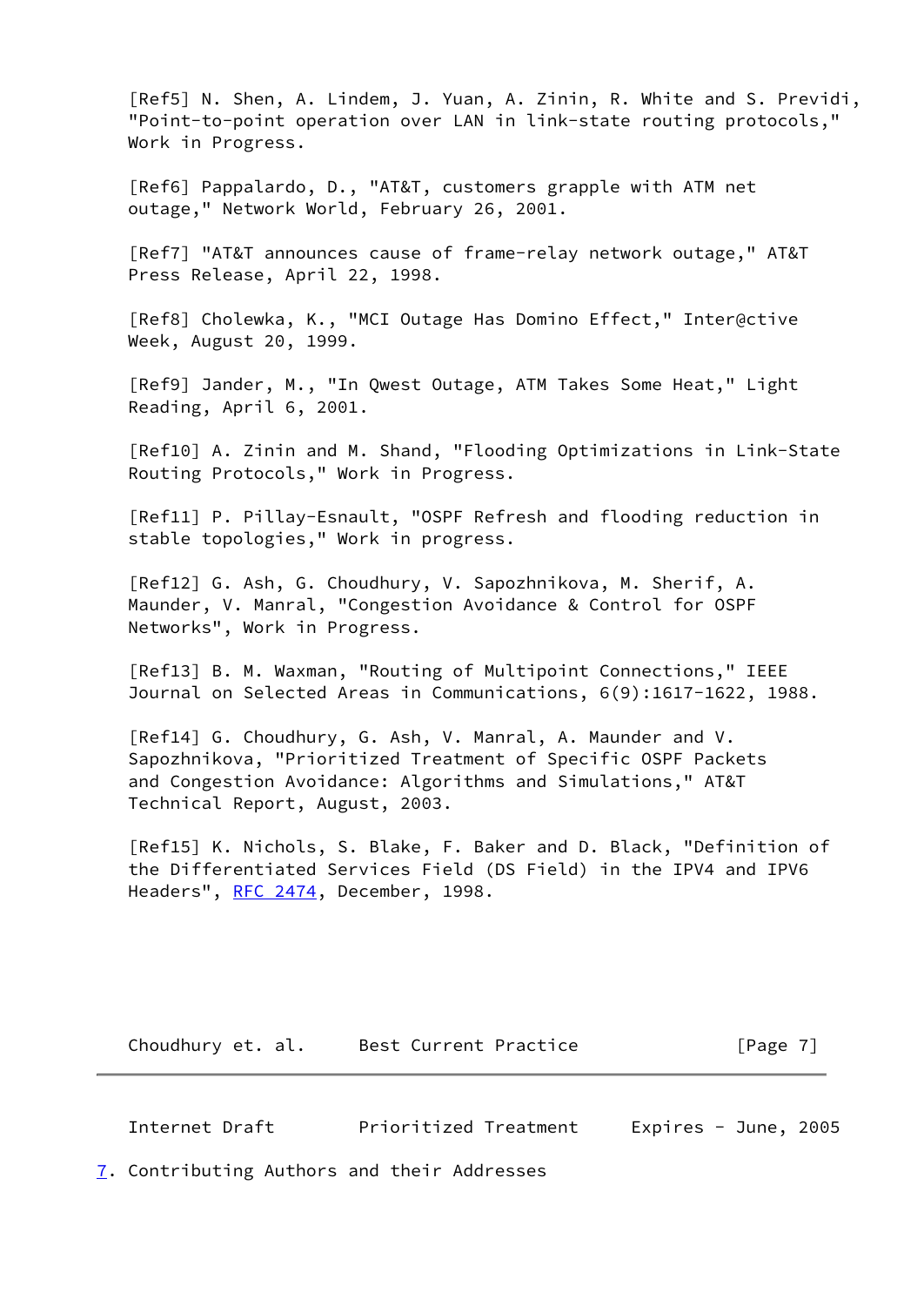[Ref5] N. Shen, A. Lindem, J. Yuan, A. Zinin, R. White and S. Previdi, "Point-to-point operation over LAN in link-state routing protocols," Work in Progress.

[Ref6] Pappalardo, D., "AT&T, customers grapple with ATM net outage," Network World, February 26, 2001.

[Ref7] "AT&T announces cause of frame-relay network outage," AT&T Press Release, April 22, 1998.

[Ref8] Cholewka, K., "MCI Outage Has Domino Effect," Inter@ctive Week, August 20, 1999.

[Ref9] Jander, M., "In Qwest Outage, ATM Takes Some Heat," Light Reading, April 6, 2001.

[Ref10] A. Zinin and M. Shand, "Flooding Optimizations in Link-State Routing Protocols," Work in Progress.

[Ref11] P. Pillay-Esnault, "OSPF Refresh and flooding reduction in stable topologies," Work in progress.

[Ref12] G. Ash, G. Choudhury, V. Sapozhnikova, M. Sherif, A. Maunder, V. Manral, "Congestion Avoidance & Control for OSPF Networks", Work in Progress.

[Ref13] B. M. Waxman, "Routing of Multipoint Connections," IEEE Journal on Selected Areas in Communications, 6(9):1617-1622, 1988.

[Ref14] G. Choudhury, G. Ash, V. Manral, A. Maunder and V. Sapozhnikova, "Prioritized Treatment of Specific OSPF Packets and Congestion Avoidance: Algorithms and Simulations," AT&T Technical Report, August, 2003.

[Ref15] K. Nichols, S. Blake, F. Baker and D. Black, "Definition of the Differentiated Services Field (DS Field) in the IPV4 and IPV6 Headers", RFC 2474, December, 1998.

## 7. Contributing Authors and their Addresses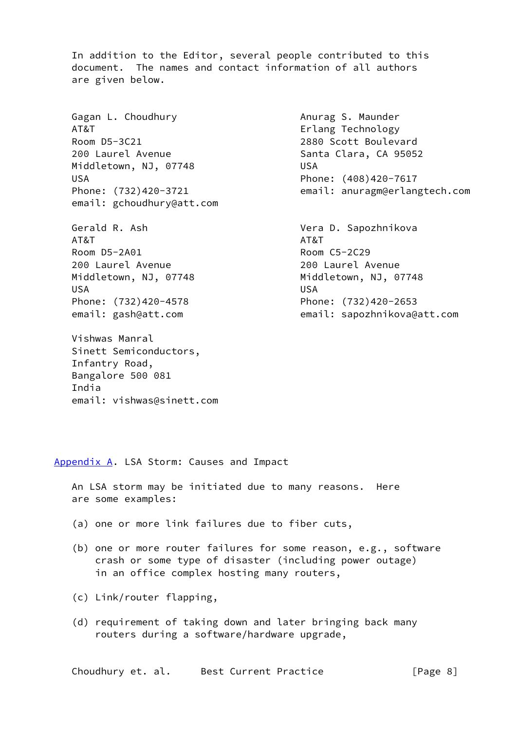In addition to the Editor, several people contributed to this document. The names and contact information of all authors are given below.

Gagan L. Choudhury
AT&T
Room D5-3C21
200 Laurel Avenue
Middletown, NJ, 07748
USA
Phone: (732)420-3721
email: gchoudhury@att.com

Anurag S. Maunder
Erlang Technology
2880 Scott Boulevard
Santa Clara, CA 95052
USA
Phone: (408)420-7617
email: anuragm@erlangtech.com

Gerald R. Ash
AT&T
Room D5-2A01
200 Laurel Avenue
Middletown, NJ, 07748
USA
Phone: (732)420-4578
email: gash@att.com

Vera D. Sapozhnikova
AT&T
Room C5-2C29
200 Laurel Avenue
Middletown, NJ, 07748
USA
Phone: (732)420-2653
email: sapozhnikova@att.com

Vishwas Manral
Sinett Semiconductors,
Infantry Road,
Bangalore 500 081
India
email: vishwas@sinett.com

## Appendix A. LSA Storm: Causes and Impact

An LSA storm may be initiated due to many reasons. Here are some examples:

(a) one or more link failures due to fiber cuts,

(b) one or more router failures for some reason, e.g., software crash or some type of disaster (including power outage) in an office complex hosting many routers,

(c) Link/router flapping,

(d) requirement of taking down and later bringing back many routers during a software/hardware upgrade,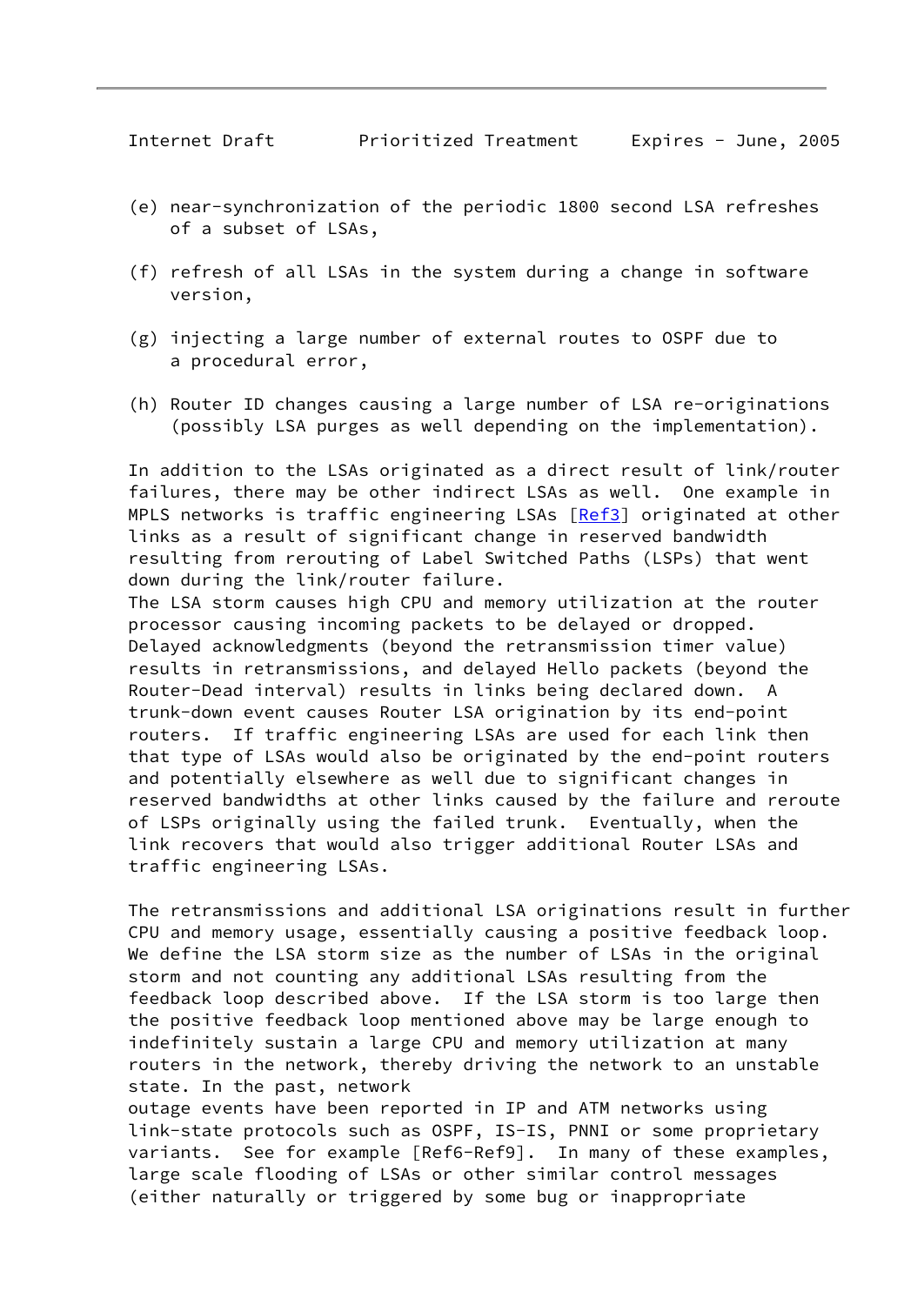(e) near-synchronization of the periodic 1800 second LSA refreshes of a subset of LSAs,

(f) refresh of all LSAs in the system during a change in software version,

(g) injecting a large number of external routes to OSPF due to a procedural error,

(h) Router ID changes causing a large number of LSA re-originations (possibly LSA purges as well depending on the implementation).

In addition to the LSAs originated as a direct result of link/router failures, there may be other indirect LSAs as well. One example in MPLS networks is traffic engineering LSAs [Ref3] originated at other links as a result of significant change in reserved bandwidth resulting from rerouting of Label Switched Paths (LSPs) that went down during the link/router failure.
The LSA storm causes high CPU and memory utilization at the router processor causing incoming packets to be delayed or dropped. Delayed acknowledgments (beyond the retransmission timer value) results in retransmissions, and delayed Hello packets (beyond the Router-Dead interval) results in links being declared down. A trunk-down event causes Router LSA origination by its end-point routers. If traffic engineering LSAs are used for each link then that type of LSAs would also be originated by the end-point routers and potentially elsewhere as well due to significant changes in reserved bandwidths at other links caused by the failure and reroute of LSPs originally using the failed trunk. Eventually, when the link recovers that would also trigger additional Router LSAs and traffic engineering LSAs.

The retransmissions and additional LSA originations result in further CPU and memory usage, essentially causing a positive feedback loop. We define the LSA storm size as the number of LSAs in the original storm and not counting any additional LSAs resulting from the feedback loop described above. If the LSA storm is too large then the positive feedback loop mentioned above may be large enough to indefinitely sustain a large CPU and memory utilization at many routers in the network, thereby driving the network to an unstable state. In the past, network
outage events have been reported in IP and ATM networks using link-state protocols such as OSPF, IS-IS, PNNI or some proprietary variants. See for example [Ref6-Ref9]. In many of these examples, large scale flooding of LSAs or other similar control messages (either naturally or triggered by some bug or inappropriate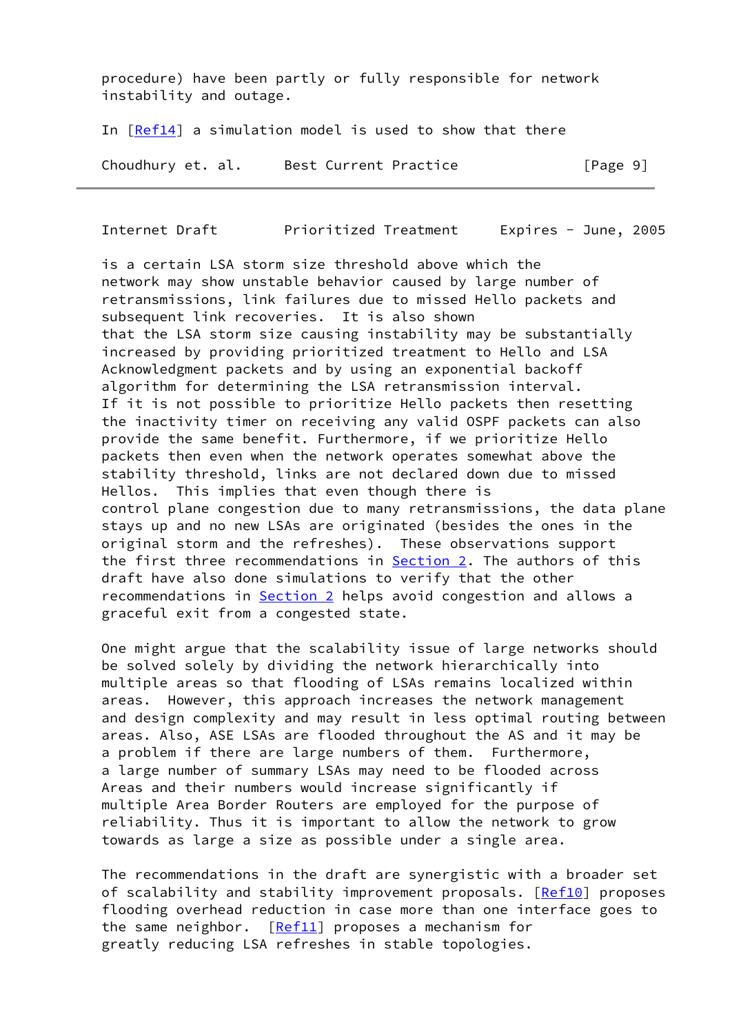procedure) have been partly or fully responsible for network instability and outage.

In [Ref14] a simulation model is used to show that there is a certain LSA storm size threshold above which the network may show unstable behavior caused by large number of retransmissions, link failures due to missed Hello packets and subsequent link recoveries. It is also shown that the LSA storm size causing instability may be substantially increased by providing prioritized treatment to Hello and LSA Acknowledgment packets and by using an exponential backoff algorithm for determining the LSA retransmission interval. If it is not possible to prioritize Hello packets then resetting the inactivity timer on receiving any valid OSPF packets can also provide the same benefit. Furthermore, if we prioritize Hello packets then even when the network operates somewhat above the stability threshold, links are not declared down due to missed Hellos. This implies that even though there is control plane congestion due to many retransmissions, the data plane stays up and no new LSAs are originated (besides the ones in the original storm and the refreshes). These observations support the first three recommendations in Section 2. The authors of this draft have also done simulations to verify that the other recommendations in Section 2 helps avoid congestion and allows a graceful exit from a congested state.

One might argue that the scalability issue of large networks should be solved solely by dividing the network hierarchically into multiple areas so that flooding of LSAs remains localized within areas. However, this approach increases the network management and design complexity and may result in less optimal routing between areas. Also, ASE LSAs are flooded throughout the AS and it may be a problem if there are large numbers of them. Furthermore, a large number of summary LSAs may need to be flooded across Areas and their numbers would increase significantly if multiple Area Border Routers are employed for the purpose of reliability. Thus it is important to allow the network to grow towards as large a size as possible under a single area.

The recommendations in the draft are synergistic with a broader set of scalability and stability improvement proposals. [Ref10] proposes flooding overhead reduction in case more than one interface goes to the same neighbor. [Ref11] proposes a mechanism for greatly reducing LSA refreshes in stable topologies.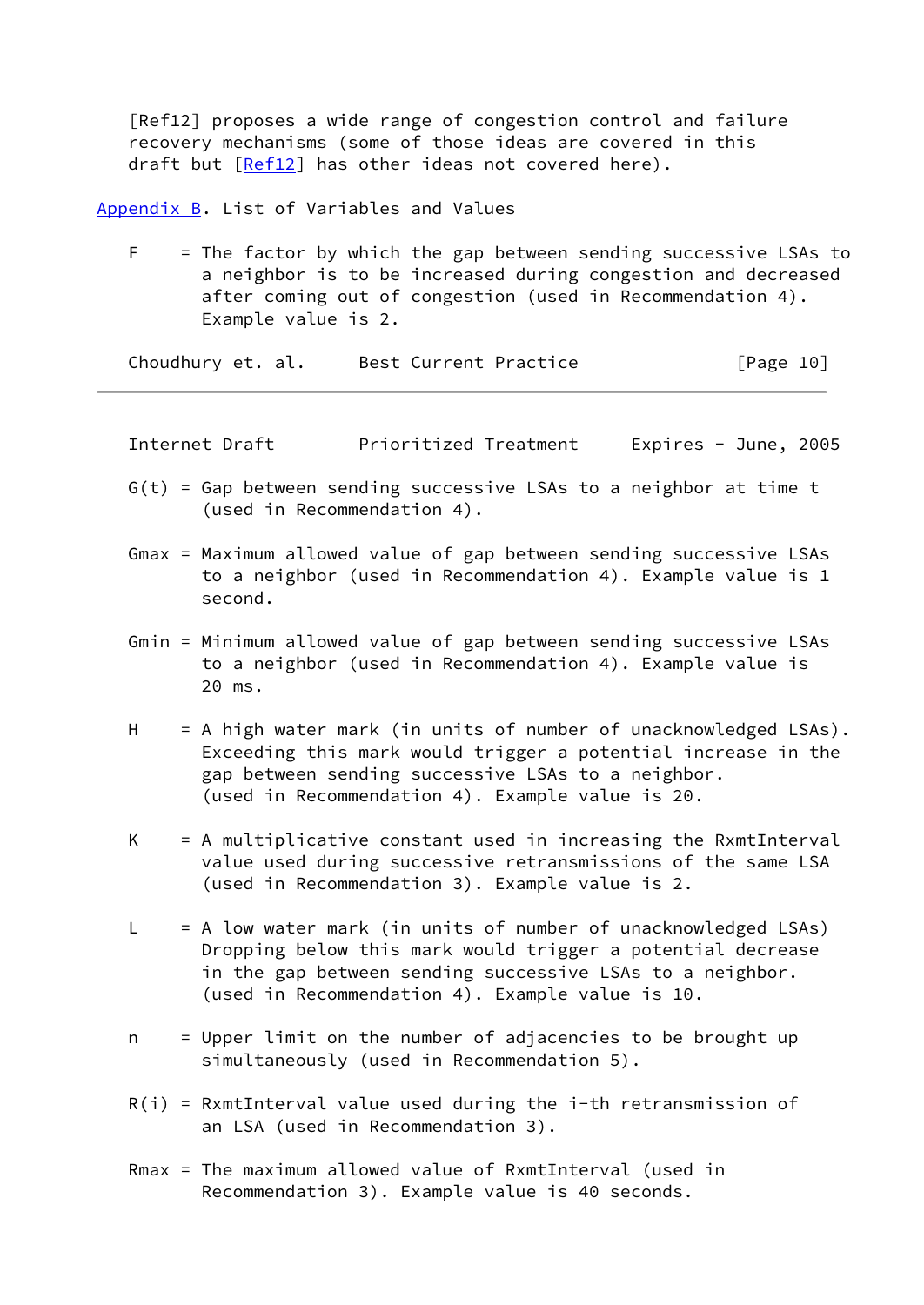[Ref12] proposes a wide range of congestion control and failure recovery mechanisms (some of those ideas are covered in this draft but [Ref12] has other ideas not covered here).

## Appendix B. List of Variables and Values

F = The factor by which the gap between sending successive LSAs to a neighbor is to be increased during congestion and decreased after coming out of congestion (used in Recommendation 4). Example value is 2.

G(t) = Gap between sending successive LSAs to a neighbor at time t (used in Recommendation 4).

Gmax = Maximum allowed value of gap between sending successive LSAs to a neighbor (used in Recommendation 4). Example value is 1 second.

Gmin = Minimum allowed value of gap between sending successive LSAs to a neighbor (used in Recommendation 4). Example value is 20 ms.

H = A high water mark (in units of number of unacknowledged LSAs). Exceeding this mark would trigger a potential increase in the gap between sending successive LSAs to a neighbor. (used in Recommendation 4). Example value is 20.

K = A multiplicative constant used in increasing the RxmtInterval value used during successive retransmissions of the same LSA (used in Recommendation 3). Example value is 2.

L = A low water mark (in units of number of unacknowledged LSAs) Dropping below this mark would trigger a potential decrease in the gap between sending successive LSAs to a neighbor. (used in Recommendation 4). Example value is 10.

n = Upper limit on the number of adjacencies to be brought up simultaneously (used in Recommendation 5).

R(i) = RxmtInterval value used during the i-th retransmission of an LSA (used in Recommendation 3).

Rmax = The maximum allowed value of RxmtInterval (used in Recommendation 3). Example value is 40 seconds.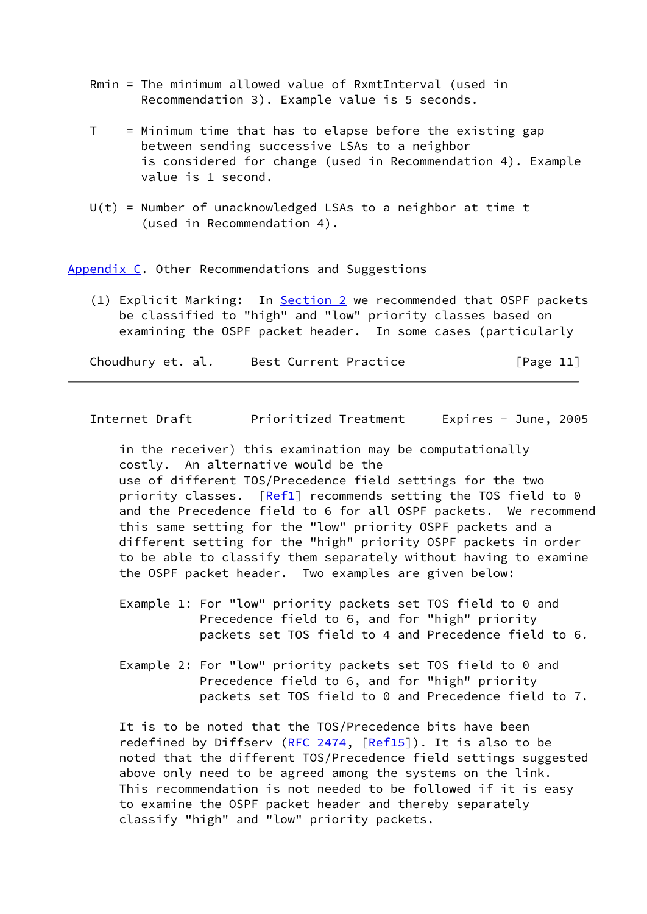Rmin = The minimum allowed value of RxmtInterval (used in Recommendation 3). Example value is 5 seconds.

T = Minimum time that has to elapse before the existing gap between sending successive LSAs to a neighbor is considered for change (used in Recommendation 4). Example value is 1 second.

U(t) = Number of unacknowledged LSAs to a neighbor at time t (used in Recommendation 4).

## Appendix C. Other Recommendations and Suggestions

(1) Explicit Marking: In Section 2 we recommended that OSPF packets be classified to "high" and "low" priority classes based on examining the OSPF packet header. In some cases (particularly in the receiver) this examination may be computationally costly. An alternative would be the use of different TOS/Precedence field settings for the two priority classes. [Ref1] recommends setting the TOS field to 0 and the Precedence field to 6 for all OSPF packets. We recommend this same setting for the "low" priority OSPF packets and a different setting for the "high" priority OSPF packets in order to be able to classify them separately without having to examine the OSPF packet header. Two examples are given below:

Example 1: For "low" priority packets set TOS field to 0 and Precedence field to 6, and for "high" priority packets set TOS field to 4 and Precedence field to 6.

Example 2: For "low" priority packets set TOS field to 0 and Precedence field to 6, and for "high" priority packets set TOS field to 0 and Precedence field to 7.

It is to be noted that the TOS/Precedence bits have been redefined by Diffserv (RFC 2474, [Ref15]). It is also to be noted that the different TOS/Precedence field settings suggested above only need to be agreed among the systems on the link. This recommendation is not needed to be followed if it is easy to examine the OSPF packet header and thereby separately classify "high" and "low" priority packets.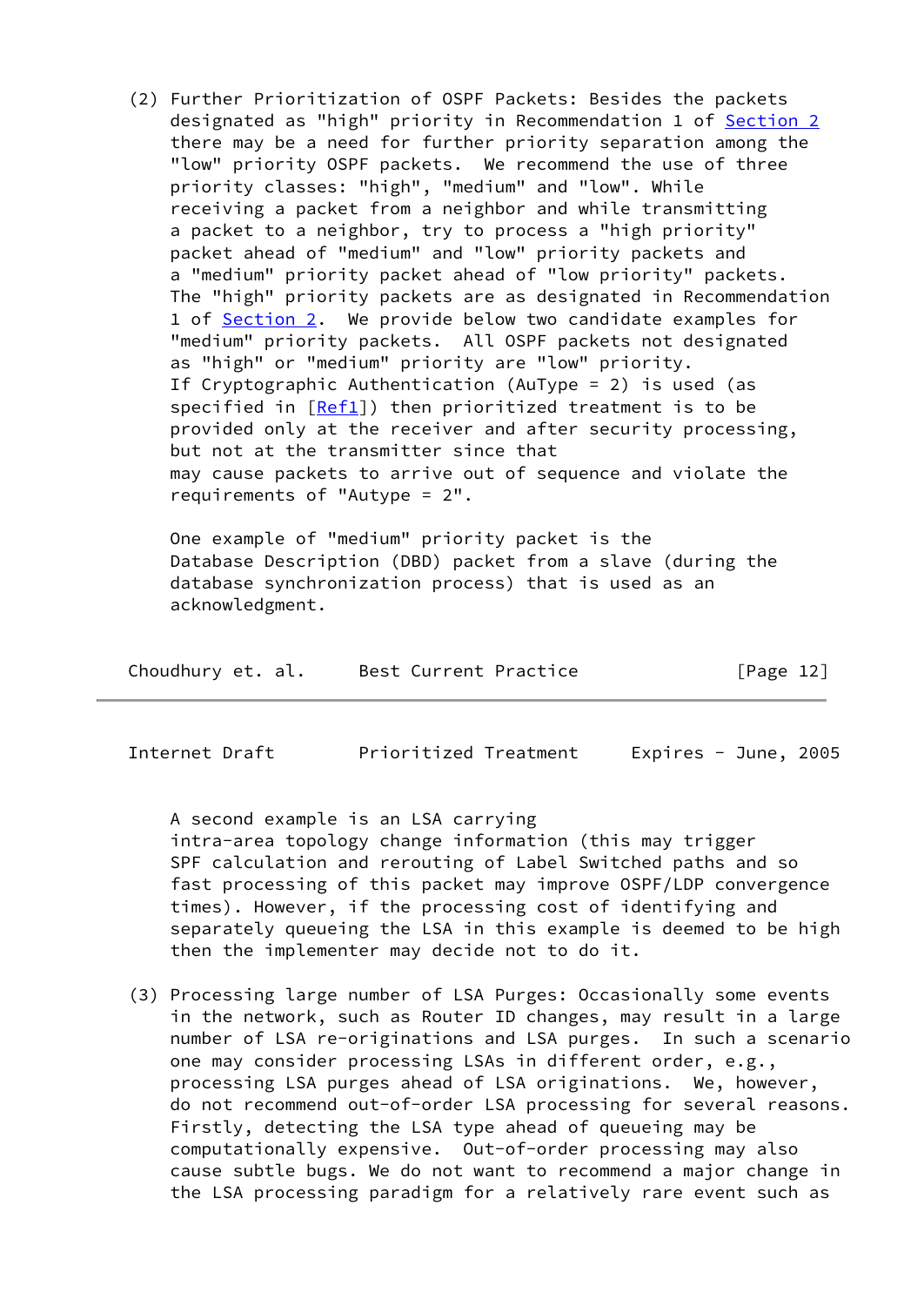(2) Further Prioritization of OSPF Packets: Besides the packets designated as "high" priority in Recommendation 1 of Section 2 there may be a need for further priority separation among the "low" priority OSPF packets. We recommend the use of three priority classes: "high", "medium" and "low". While receiving a packet from a neighbor and while transmitting a packet to a neighbor, try to process a "high priority" packet ahead of "medium" and "low" priority packets and a "medium" priority packet ahead of "low priority" packets. The "high" priority packets are as designated in Recommendation 1 of Section 2. We provide below two candidate examples for "medium" priority packets. All OSPF packets not designated as "high" or "medium" priority are "low" priority. If Cryptographic Authentication (AuType = 2) is used (as specified in [Ref1]) then prioritized treatment is to be provided only at the receiver and after security processing, but not at the transmitter since that may cause packets to arrive out of sequence and violate the requirements of "Autype = 2".

One example of "medium" priority packet is the Database Description (DBD) packet from a slave (during the database synchronization process) that is used as an acknowledgment.

A second example is an LSA carrying intra-area topology change information (this may trigger SPF calculation and rerouting of Label Switched paths and so fast processing of this packet may improve OSPF/LDP convergence times). However, if the processing cost of identifying and separately queueing the LSA in this example is deemed to be high then the implementer may decide not to do it.

(3) Processing large number of LSA Purges: Occasionally some events in the network, such as Router ID changes, may result in a large number of LSA re-originations and LSA purges. In such a scenario one may consider processing LSAs in different order, e.g., processing LSA purges ahead of LSA originations. We, however, do not recommend out-of-order LSA processing for several reasons. Firstly, detecting the LSA type ahead of queueing may be computationally expensive. Out-of-order processing may also cause subtle bugs. We do not want to recommend a major change in the LSA processing paradigm for a relatively rare event such as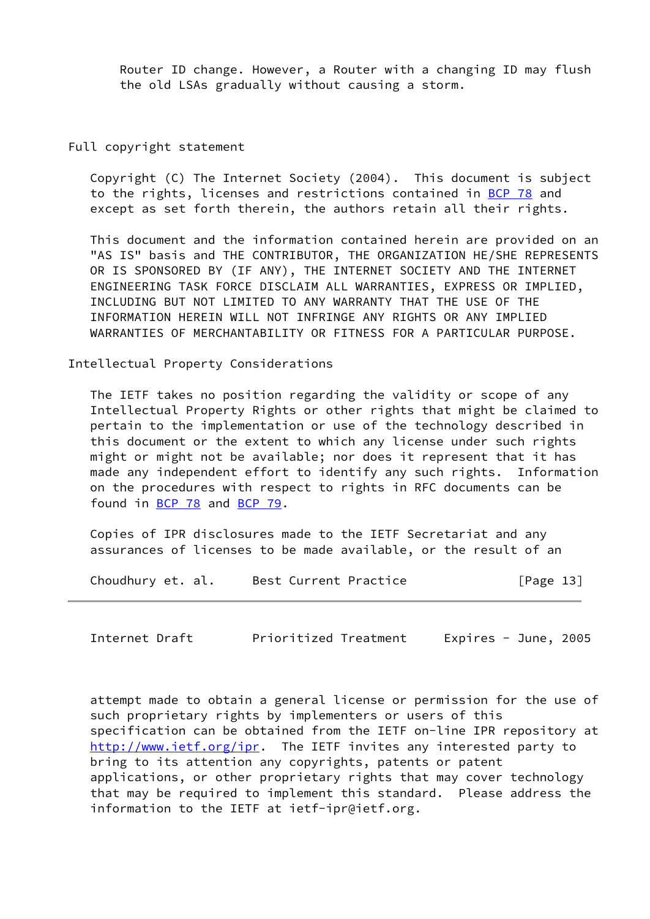Router ID change. However, a Router with a changing ID may flush the old LSAs gradually without causing a storm.

## Full copyright statement

Copyright (C) The Internet Society (2004). This document is subject to the rights, licenses and restrictions contained in BCP 78 and except as set forth therein, the authors retain all their rights.

This document and the information contained herein are provided on an "AS IS" basis and THE CONTRIBUTOR, THE ORGANIZATION HE/SHE REPRESENTS OR IS SPONSORED BY (IF ANY), THE INTERNET SOCIETY AND THE INTERNET ENGINEERING TASK FORCE DISCLAIM ALL WARRANTIES, EXPRESS OR IMPLIED, INCLUDING BUT NOT LIMITED TO ANY WARRANTY THAT THE USE OF THE INFORMATION HEREIN WILL NOT INFRINGE ANY RIGHTS OR ANY IMPLIED WARRANTIES OF MERCHANTABILITY OR FITNESS FOR A PARTICULAR PURPOSE.

## Intellectual Property Considerations

The IETF takes no position regarding the validity or scope of any Intellectual Property Rights or other rights that might be claimed to pertain to the implementation or use of the technology described in this document or the extent to which any license under such rights might or might not be available; nor does it represent that it has made any independent effort to identify any such rights. Information on the procedures with respect to rights in RFC documents can be found in BCP 78 and BCP 79.

Copies of IPR disclosures made to the IETF Secretariat and any assurances of licenses to be made available, or the result of an attempt made to obtain a general license or permission for the use of such proprietary rights by implementers or users of this specification can be obtained from the IETF on-line IPR repository at http://www.ietf.org/ipr. The IETF invites any interested party to bring to its attention any copyrights, patents or patent applications, or other proprietary rights that may cover technology that may be required to implement this standard. Please address the information to the IETF at ietf-ipr@ietf.org.